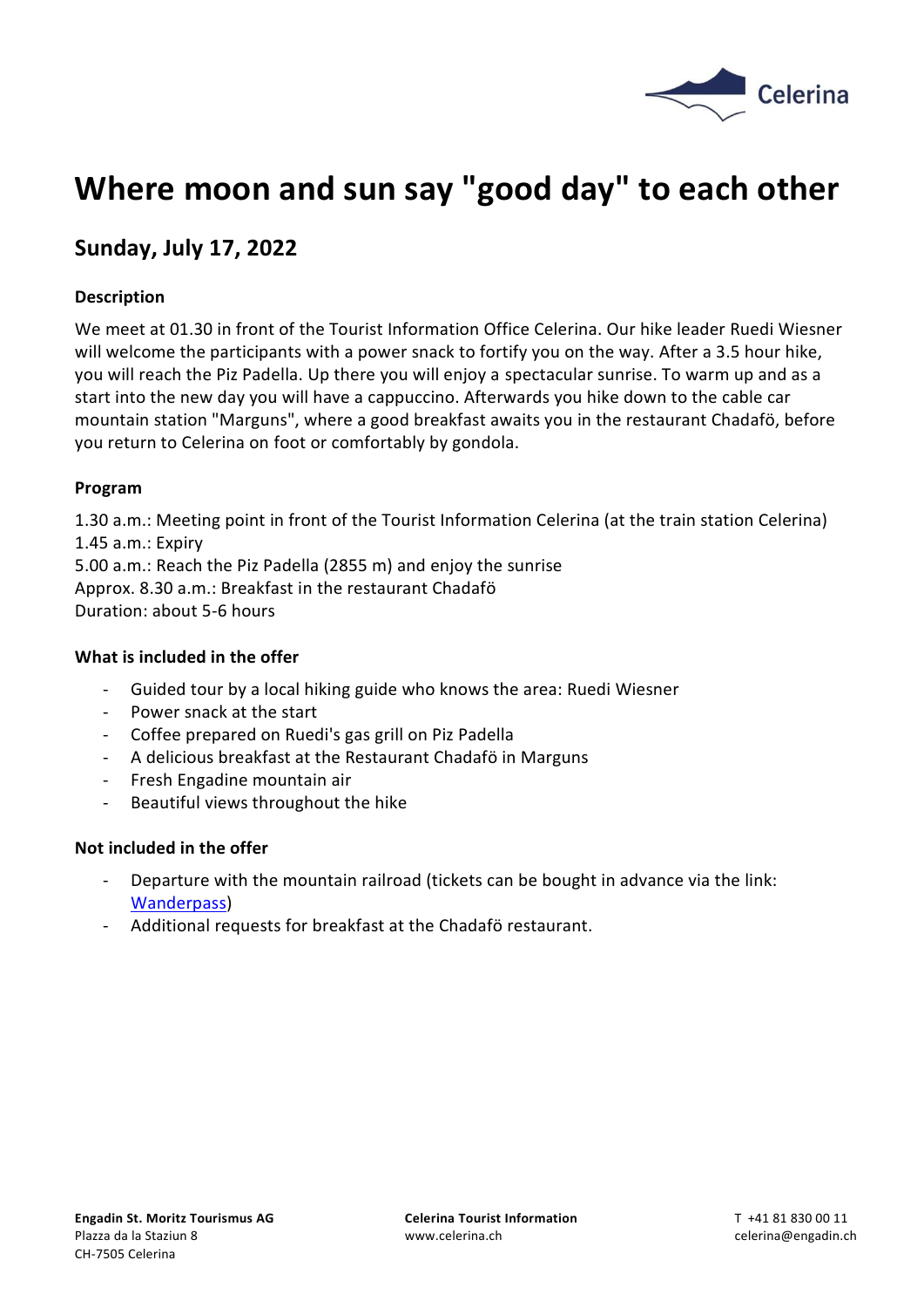# Where moon and sun say "good day" to each other

## Sunday, July 17, 2022

### Description

We meet at 01.30 in front of the Tourist Information Office Celerina. Our hike leader Ruedi Wiesner will welcome the participants with a power snack to fortify you on the way. After a 3.5 hour hike, you will reach the Piz Padella. Up there you will enjoy a spectacular sunrise. To warm up and as a start into the new day you will have a cappuccino. Afterwards you hike down to the cable car mountain station "Marguns", where a good breakfast awaits you in the restaurant Chadafö, before you return to Celerina on foot or comfortably by gondola.

### Program

1.30 a.m.: Meeting point in front of the Tourist Information Celerina (at the train station Celerina)
1.45 a.m.: Expiry
5.00 a.m.: Reach the Piz Padella (2855 m) and enjoy the sunrise
Approx. 8.30 a.m.: Breakfast in the restaurant Chadafö
Duration: about 5-6 hours

### What is included in the offer

- Guided tour by a local hiking guide who knows the area: Ruedi Wiesner
- Power snack at the start
- Coffee prepared on Ruedi's gas grill on Piz Padella
- A delicious breakfast at the Restaurant Chadafö in Marguns
- Fresh Engadine mountain air
- Beautiful views throughout the hike

### Not included in the offer

- Departure with the mountain railroad (tickets can be bought in advance via the link: Wanderpass)
- Additional requests for breakfast at the Chadafö restaurant.

**Engadin St. Moritz Tourismus AG**
Plazza da la Staziun 8
CH-7505 Celerina

**Celerina Tourist Information**
www.celerina.ch

T +41 81 830 00 11
celerina@engadin.ch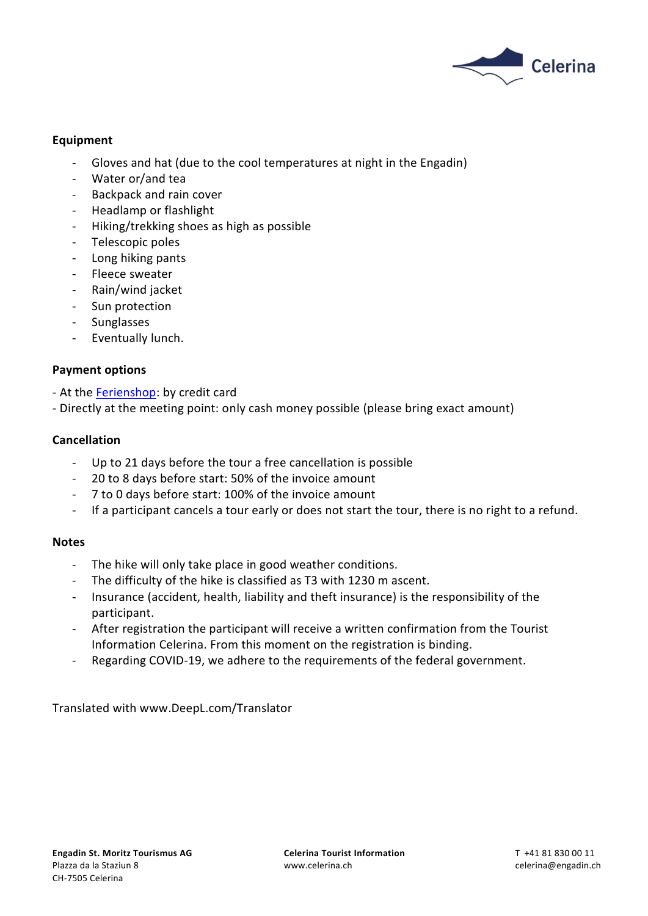**Equipment**

- Gloves and hat (due to the cool temperatures at night in the Engadin)
- Water or/and tea
- Backpack and rain cover
- Headlamp or flashlight
- Hiking/trekking shoes as high as possible
- Telescopic poles
- Long hiking pants
- Fleece sweater
- Rain/wind jacket
- Sun protection
- Sunglasses
- Eventually lunch.

**Payment options**

- At the Brienshop: by credit card
- Directly at the meeting point: only cash money possible (please bring exact amount)

**Cancellation**

- Up to 21 days before the tour a free cancellation is possible
- 20 to 8 days before start: 50% of the invoice amount
- 7 to 0 days before start: 100% of the invoice amount
- If a participant cancels a tour early or does not start the tour, there is no right to a refund.

**Notes**

- The hike will only take place in good weather conditions.
- The difficulty of the hike is classified as T3 with 1230 m ascent.
- Insurance (accident, health, liability and theft insurance) is the responsibility of the participant.
- After registration the participant will receive a written confirmation from the Tourist Information Celerina. From this moment on the registration is binding.
- Regarding COVID-19, we adhere to the requirements of the federal government.

Translated with www.DeepL.com/Translator

**Engadin St. Moritz Tourismus AG**
Plazza da la Staziun 8
CH-7505 Celerina

**Celerina Tourist Information**
www.celerina.ch

T +41 81 830 00 11
celerina@engadin.ch